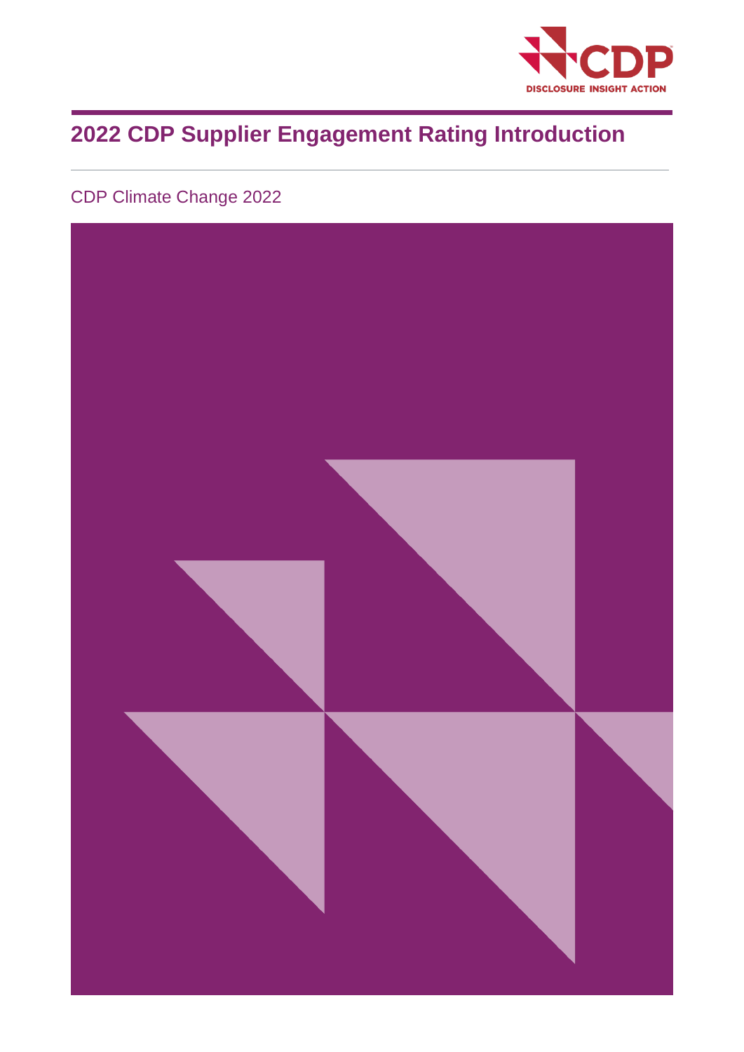# 2022 CDP Supplier Engagement Rating Introduction

CDP Climate Change 2022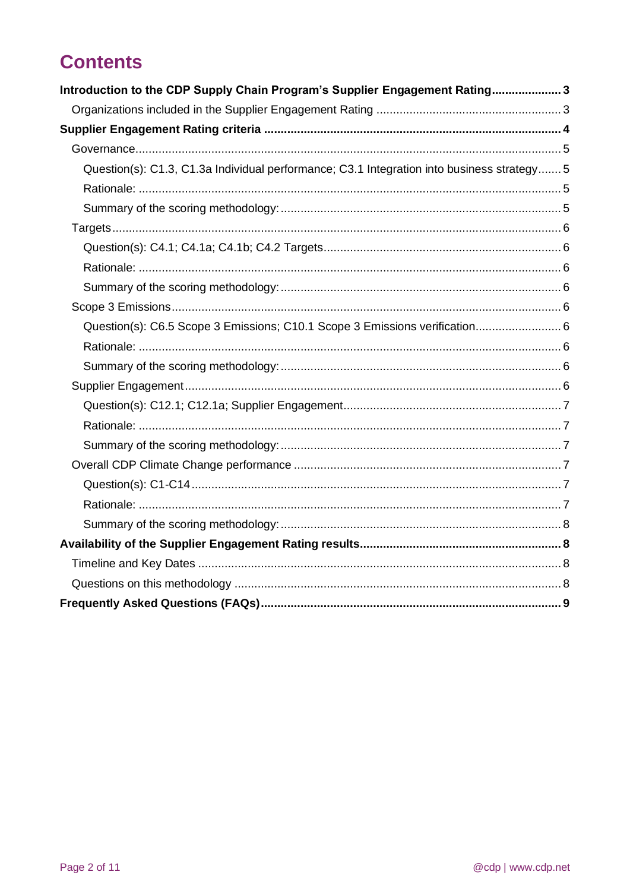# Contents

**Introduction to the CDP Supply Chain Program's Supplier Engagement Rating .................... 3**

- Organizations included in the Supplier Engagement Rating ........................................................ 3

**Supplier Engagement Rating criteria ......................................................................................... 4**

- Governance ................................................................................................................................ 5
  - Question(s): C1.3, C1.3a Individual performance; C3.1 Integration into business strategy ....... 5
  - Rationale: ............................................................................................................................... 5
  - Summary of the scoring methodology: .................................................................................... 5
- Targets ....................................................................................................................................... 6
  - Question(s): C4.1; C4.1a; C4.1b; C4.2 Targets ....................................................................... 6
  - Rationale: ............................................................................................................................... 6
  - Summary of the scoring methodology: .................................................................................... 6
- Scope 3 Emissions ..................................................................................................................... 6
  - Question(s): C6.5 Scope 3 Emissions; C10.1 Scope 3 Emissions verification .......................... 6
  - Rationale: ............................................................................................................................... 6
  - Summary of the scoring methodology: .................................................................................... 6
- Supplier Engagement ................................................................................................................. 6
  - Question(s): C12.1; C12.1a; Supplier Engagement ................................................................. 7
  - Rationale: ............................................................................................................................... 7
  - Summary of the scoring methodology: .................................................................................... 7
- Overall CDP Climate Change performance ................................................................................. 7
  - Question(s): C1-C14 ................................................................................................................ 7
  - Rationale: ............................................................................................................................... 7
  - Summary of the scoring methodology: .................................................................................... 8

**Availability of the Supplier Engagement Rating results ............................................................ 8**

- Timeline and Key Dates ............................................................................................................. 8
- Questions on this methodology .................................................................................................. 8

**Frequently Asked Questions (FAQs) .......................................................................................... 9**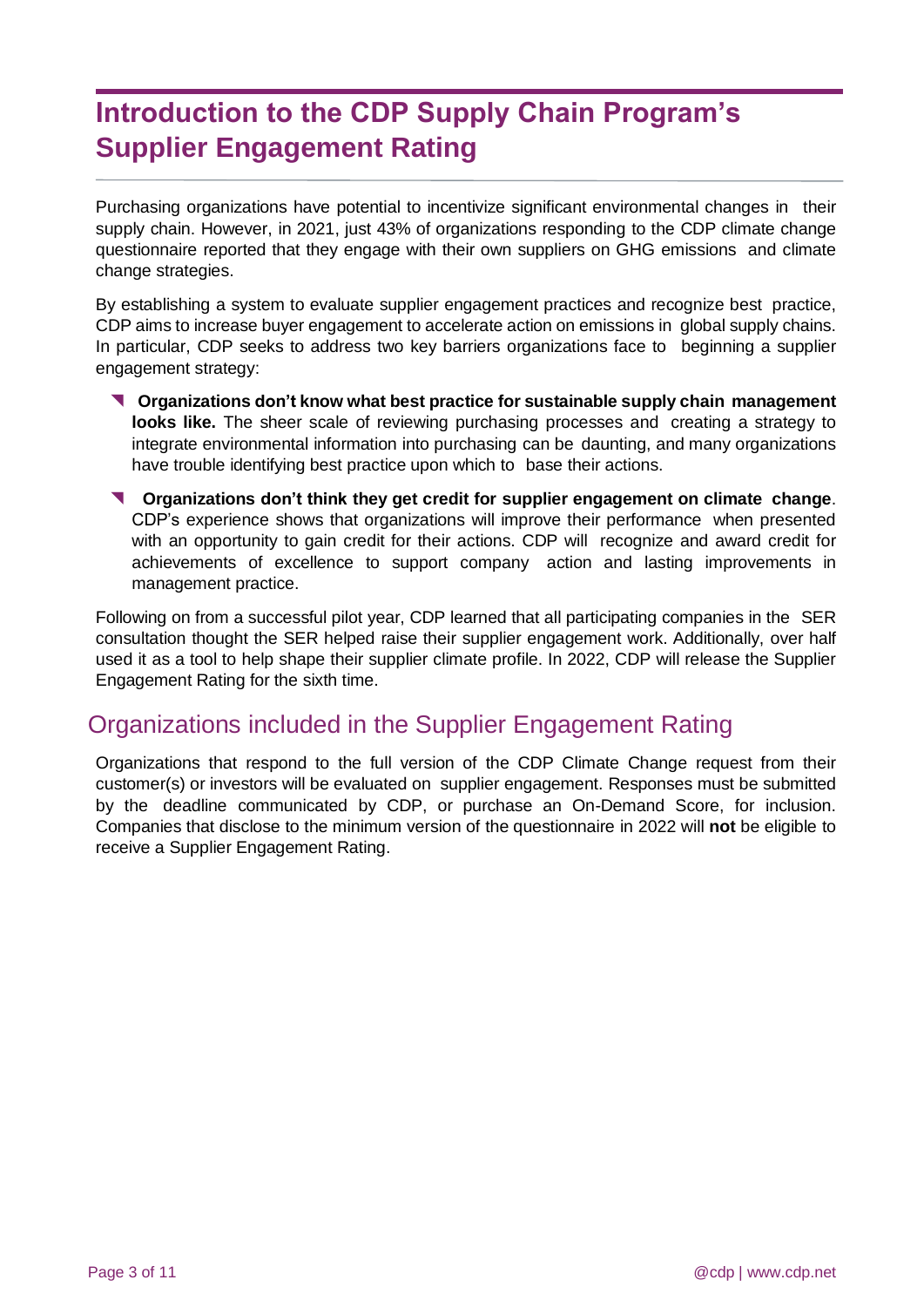# Introduction to the CDP Supply Chain Program's Supplier Engagement Rating

Purchasing organizations have potential to incentivize significant environmental changes in their supply chain. However, in 2021, just 43% of organizations responding to the CDP climate change questionnaire reported that they engage with their own suppliers on GHG emissions and climate change strategies.

By establishing a system to evaluate supplier engagement practices and recognize best practice, CDP aims to increase buyer engagement to accelerate action on emissions in global supply chains. In particular, CDP seeks to address two key barriers organizations face to beginning a supplier engagement strategy:

- **Organizations don't know what best practice for sustainable supply chain management looks like.** The sheer scale of reviewing purchasing processes and creating a strategy to integrate environmental information into purchasing can be daunting, and many organizations have trouble identifying best practice upon which to base their actions.
- **Organizations don't think they get credit for supplier engagement on climate change**. CDP's experience shows that organizations will improve their performance when presented with an opportunity to gain credit for their actions. CDP will recognize and award credit for achievements of excellence to support company action and lasting improvements in management practice.

Following on from a successful pilot year, CDP learned that all participating companies in the SER consultation thought the SER helped raise their supplier engagement work. Additionally, over half used it as a tool to help shape their supplier climate profile. In 2022, CDP will release the Supplier Engagement Rating for the sixth time.

## Organizations included in the Supplier Engagement Rating

Organizations that respond to the full version of the CDP Climate Change request from their customer(s) or investors will be evaluated on supplier engagement. Responses must be submitted by the deadline communicated by CDP, or purchase an On-Demand Score, for inclusion. Companies that disclose to the minimum version of the questionnaire in 2022 will **not** be eligible to receive a Supplier Engagement Rating.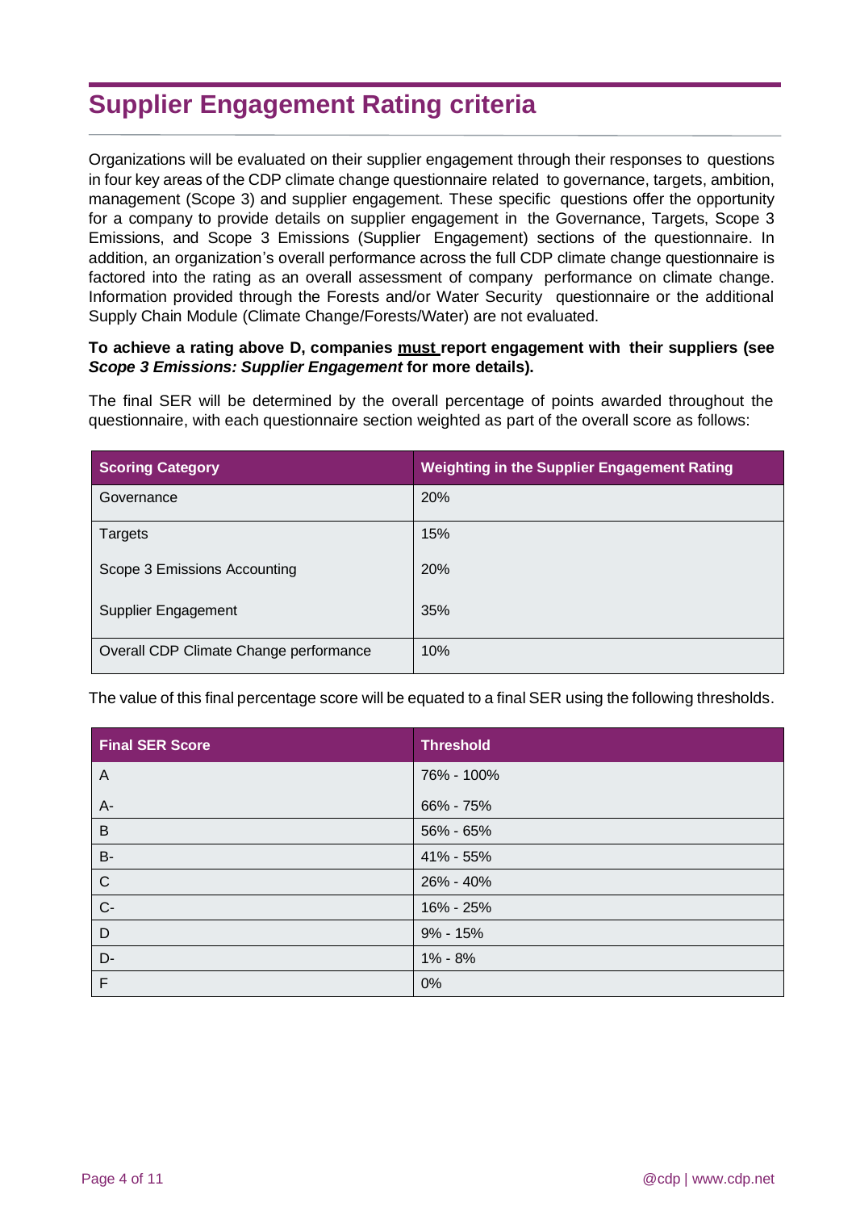# Supplier Engagement Rating criteria

Organizations will be evaluated on their supplier engagement through their responses to questions in four key areas of the CDP climate change questionnaire related to governance, targets, ambition, management (Scope 3) and supplier engagement. These specific questions offer the opportunity for a company to provide details on supplier engagement in the Governance, Targets, Scope 3 Emissions, and Scope 3 Emissions (Supplier Engagement) sections of the questionnaire. In addition, an organization's overall performance across the full CDP climate change questionnaire is factored into the rating as an overall assessment of company performance on climate change. Information provided through the Forests and/or Water Security questionnaire or the additional Supply Chain Module (Climate Change/Forests/Water) are not evaluated.

**To achieve a rating above D, companies <u>must</u> report engagement with their suppliers (see *Scope 3 Emissions: Supplier Engagement* for more details).**

The final SER will be determined by the overall percentage of points awarded throughout the questionnaire, with each questionnaire section weighted as part of the overall score as follows:

| Scoring Category | Weighting in the Supplier Engagement Rating |
|---|---|
| Governance | 20% |
| Targets | 15% |
| Scope 3 Emissions Accounting | 20% |
| Supplier Engagement | 35% |
| Overall CDP Climate Change performance | 10% |

The value of this final percentage score will be equated to a final SER using the following thresholds.

| Final SER Score | Threshold |
|---|---|
| A | 76% - 100% |
| A- | 66% - 75% |
| B | 56% - 65% |
| B- | 41% - 55% |
| C | 26% - 40% |
| C- | 16% - 25% |
| D | 9% - 15% |
| D- | 1% - 8% |
| F | 0% |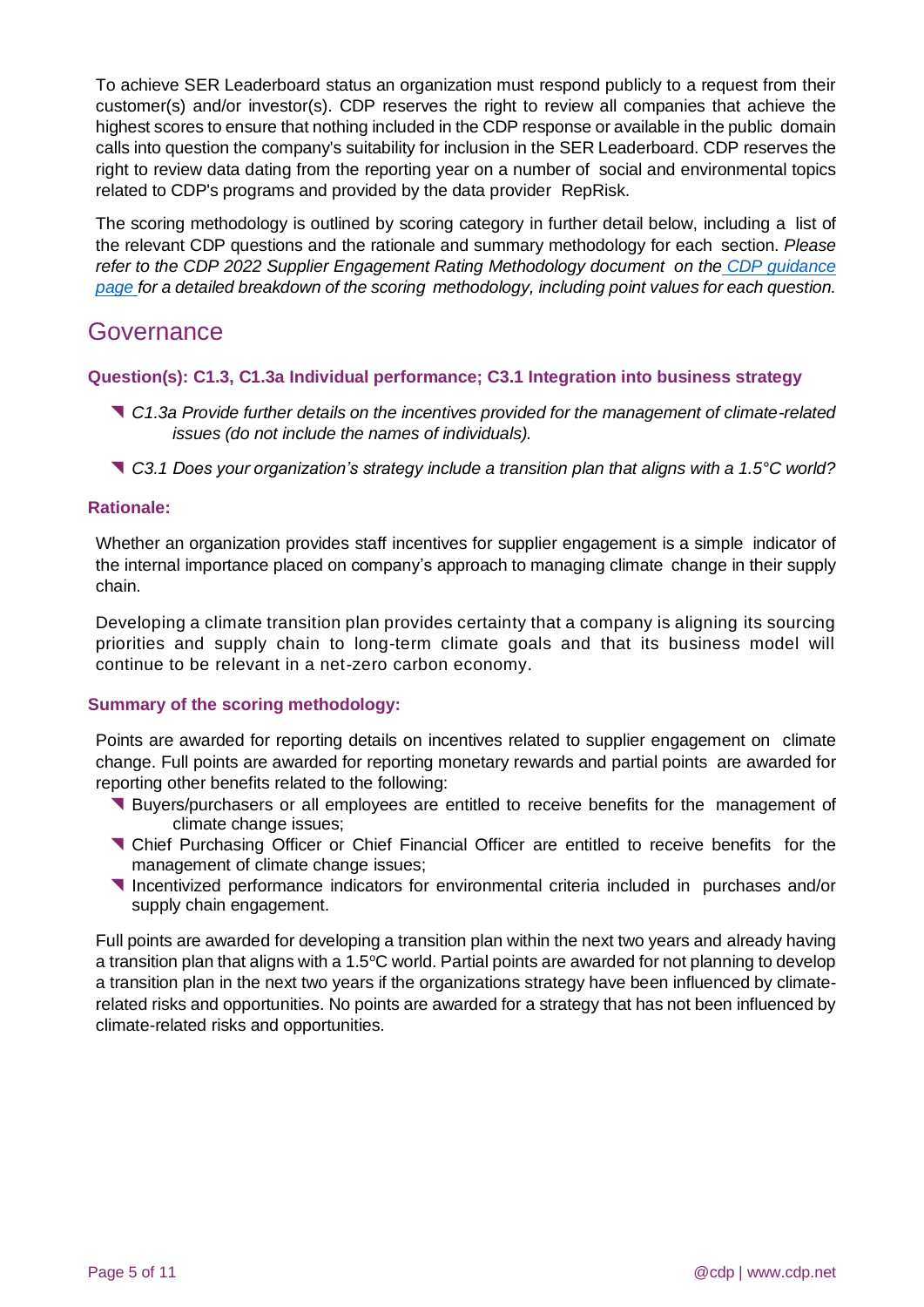To achieve SER Leaderboard status an organization must respond publicly to a request from their customer(s) and/or investor(s). CDP reserves the right to review all companies that achieve the highest scores to ensure that nothing included in the CDP response or available in the public domain calls into question the company's suitability for inclusion in the SER Leaderboard. CDP reserves the right to review data dating from the reporting year on a number of social and environmental topics related to CDP's programs and provided by the data provider RepRisk.

The scoring methodology is outlined by scoring category in further detail below, including a list of the relevant CDP questions and the rationale and summary methodology for each section. *Please refer to the CDP 2022 Supplier Engagement Rating Methodology document on the [CDP guidance page](#) for a detailed breakdown of the scoring methodology, including point values for each question.*

## Governance

### Question(s): C1.3, C1.3a Individual performance; C3.1 Integration into business strategy

- *C1.3a Provide further details on the incentives provided for the management of climate-related issues (do not include the names of individuals).*
- *C3.1 Does your organization's strategy include a transition plan that aligns with a 1.5°C world?*

### Rationale:

Whether an organization provides staff incentives for supplier engagement is a simple indicator of the internal importance placed on company's approach to managing climate change in their supply chain.

Developing a climate transition plan provides certainty that a company is aligning its sourcing priorities and supply chain to long-term climate goals and that its business model will continue to be relevant in a net-zero carbon economy.

### Summary of the scoring methodology:

Points are awarded for reporting details on incentives related to supplier engagement on climate change. Full points are awarded for reporting monetary rewards and partial points are awarded for reporting other benefits related to the following:

- Buyers/purchasers or all employees are entitled to receive benefits for the management of climate change issues;
- Chief Purchasing Officer or Chief Financial Officer are entitled to receive benefits for the management of climate change issues;
- Incentivized performance indicators for environmental criteria included in purchases and/or supply chain engagement.

Full points are awarded for developing a transition plan within the next two years and already having a transition plan that aligns with a 1.5ºC world. Partial points are awarded for not planning to develop a transition plan in the next two years if the organizations strategy have been influenced by climate-related risks and opportunities. No points are awarded for a strategy that has not been influenced by climate-related risks and opportunities.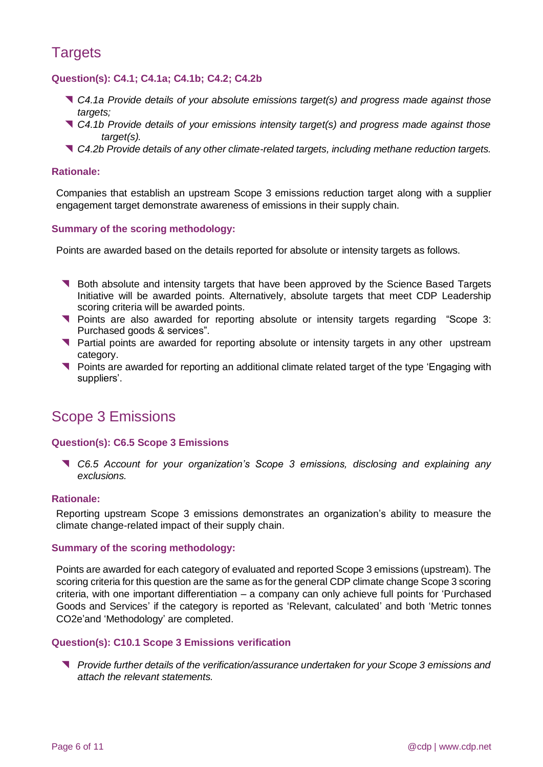## Targets

### Question(s): C4.1; C4.1a; C4.1b; C4.2; C4.2b

- *C4.1a Provide details of your absolute emissions target(s) and progress made against those targets;*
- *C4.1b Provide details of your emissions intensity target(s) and progress made against those target(s).*
- *C4.2b Provide details of any other climate-related targets, including methane reduction targets.*

### Rationale:

Companies that establish an upstream Scope 3 emissions reduction target along with a supplier engagement target demonstrate awareness of emissions in their supply chain.

### Summary of the scoring methodology:

Points are awarded based on the details reported for absolute or intensity targets as follows.

- Both absolute and intensity targets that have been approved by the Science Based Targets Initiative will be awarded points. Alternatively, absolute targets that meet CDP Leadership scoring criteria will be awarded points.
- Points are also awarded for reporting absolute or intensity targets regarding "Scope 3: Purchased goods & services".
- Partial points are awarded for reporting absolute or intensity targets in any other upstream category.
- Points are awarded for reporting an additional climate related target of the type 'Engaging with suppliers'.

## Scope 3 Emissions

### Question(s): C6.5 Scope 3 Emissions

- *C6.5 Account for your organization's Scope 3 emissions, disclosing and explaining any exclusions.*

### Rationale:

Reporting upstream Scope 3 emissions demonstrates an organization's ability to measure the climate change-related impact of their supply chain.

### Summary of the scoring methodology:

Points are awarded for each category of evaluated and reported Scope 3 emissions (upstream). The scoring criteria for this question are the same as for the general CDP climate change Scope 3 scoring criteria, with one important differentiation – a company can only achieve full points for 'Purchased Goods and Services' if the category is reported as 'Relevant, calculated' and both 'Metric tonnes CO2e' and 'Methodology' are completed.

### Question(s): C10.1 Scope 3 Emissions verification

- *Provide further details of the verification/assurance undertaken for your Scope 3 emissions and attach the relevant statements.*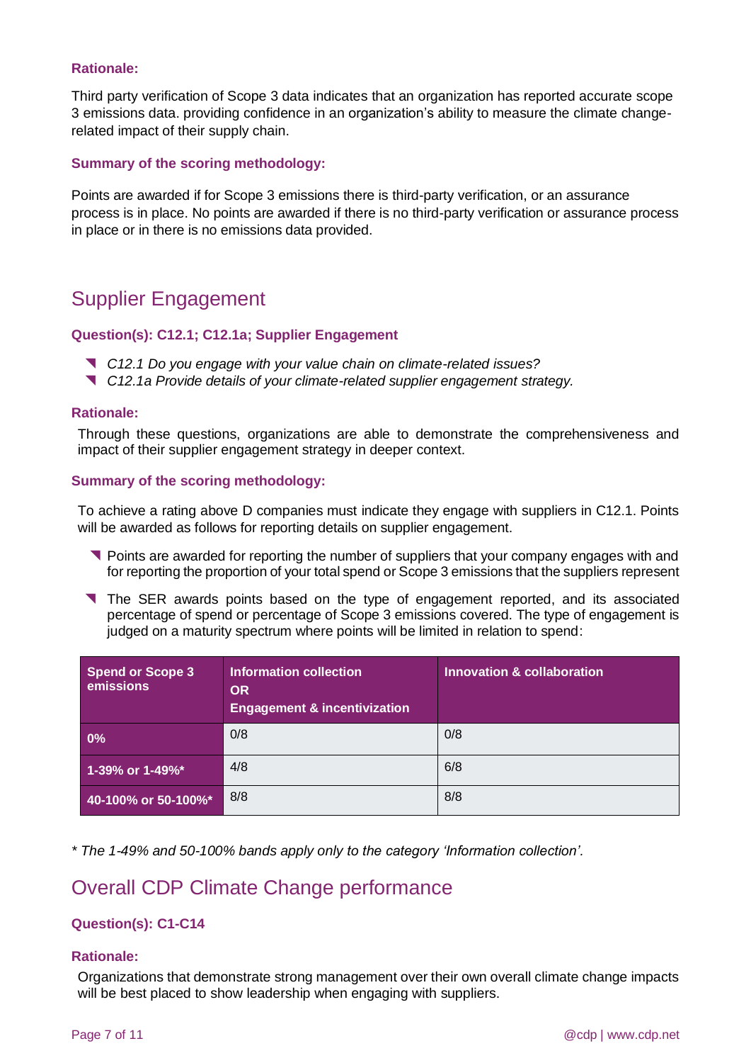### Rationale:

Third party verification of Scope 3 data indicates that an organization has reported accurate scope 3 emissions data. providing confidence in an organization's ability to measure the climate change-related impact of their supply chain.

### Summary of the scoring methodology:

Points are awarded if for Scope 3 emissions there is third-party verification, or an assurance process is in place. No points are awarded if there is no third-party verification or assurance process in place or in there is no emissions data provided.

## Supplier Engagement

### Question(s): C12.1; C12.1a; Supplier Engagement

- *C12.1 Do you engage with your value chain on climate-related issues?*
- *C12.1a Provide details of your climate-related supplier engagement strategy.*

### Rationale:

Through these questions, organizations are able to demonstrate the comprehensiveness and impact of their supplier engagement strategy in deeper context.

### Summary of the scoring methodology:

To achieve a rating above D companies must indicate they engage with suppliers in C12.1. Points will be awarded as follows for reporting details on supplier engagement.

- Points are awarded for reporting the number of suppliers that your company engages with and for reporting the proportion of your total spend or Scope 3 emissions that the suppliers represent
- The SER awards points based on the type of engagement reported, and its associated percentage of spend or percentage of Scope 3 emissions covered. The type of engagement is judged on a maturity spectrum where points will be limited in relation to spend:

| Spend or Scope 3 emissions | Information collection OR Engagement & incentivization | Innovation & collaboration |
|---|---|---|
| 0% | 0/8 | 0/8 |
| 1-39% or 1-49%* | 4/8 | 6/8 |
| 40-100% or 50-100%* | 8/8 | 8/8 |

*\* The 1-49% and 50-100% bands apply only to the category 'Information collection'.*

## Overall CDP Climate Change performance

### Question(s): C1-C14

### Rationale:

Organizations that demonstrate strong management over their own overall climate change impacts will be best placed to show leadership when engaging with suppliers.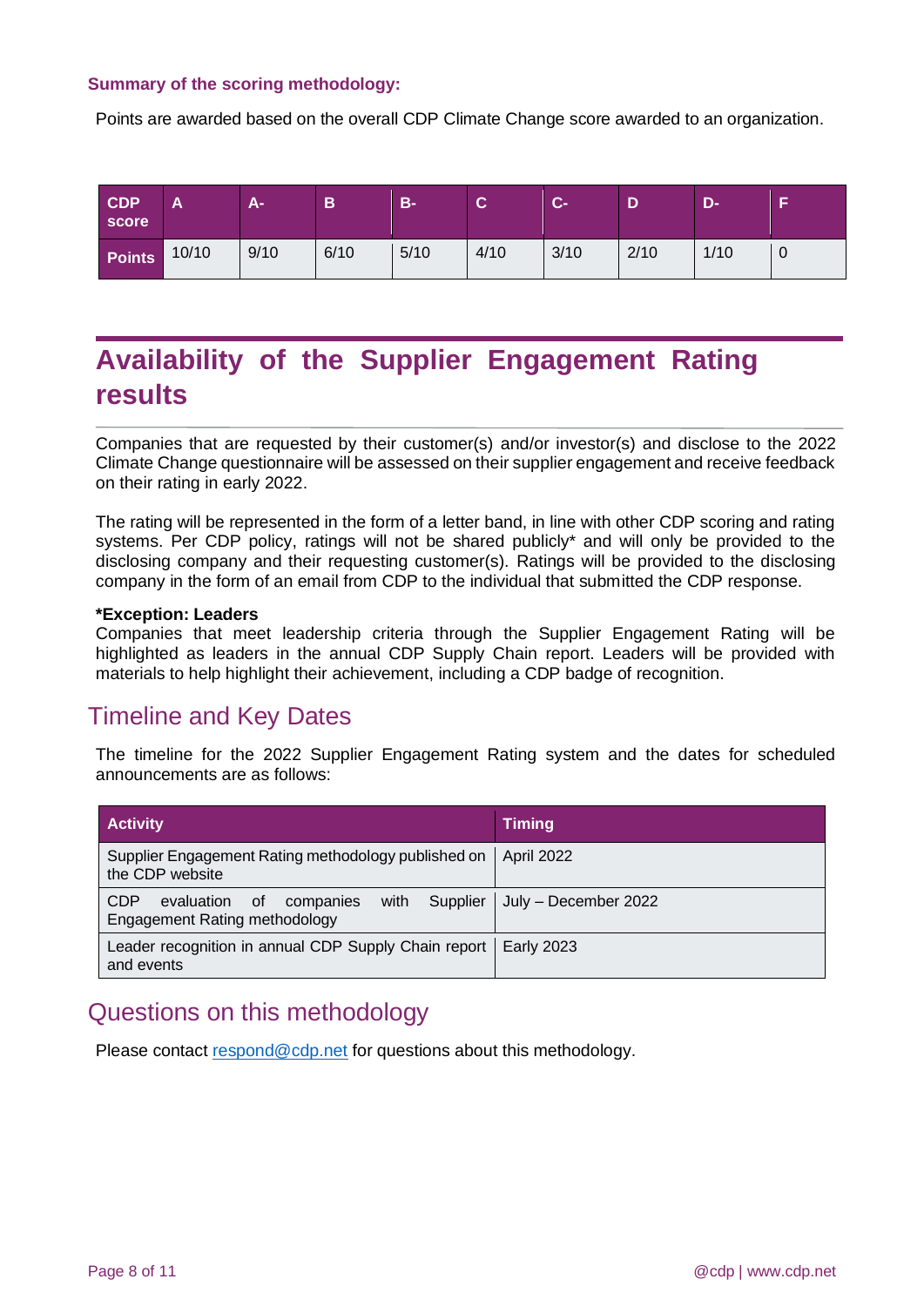**Summary of the scoring methodology:**

Points are awarded based on the overall CDP Climate Change score awarded to an organization.

| CDP score | A | A- | B | B- | C | C- | D | D- | F |
|---|---|---|---|---|---|---|---|---|---|
| Points | 10/10 | 9/10 | 6/10 | 5/10 | 4/10 | 3/10 | 2/10 | 1/10 | 0 |

# Availability of the Supplier Engagement Rating results

Companies that are requested by their customer(s) and/or investor(s) and disclose to the 2022 Climate Change questionnaire will be assessed on their supplier engagement and receive feedback on their rating in early 2022.

The rating will be represented in the form of a letter band, in line with other CDP scoring and rating systems. Per CDP policy, ratings will not be shared publicly* and will only be provided to the disclosing company and their requesting customer(s). Ratings will be provided to the disclosing company in the form of an email from CDP to the individual that submitted the CDP response.

***Exception: Leaders**
Companies that meet leadership criteria through the Supplier Engagement Rating will be highlighted as leaders in the annual CDP Supply Chain report. Leaders will be provided with materials to help highlight their achievement, including a CDP badge of recognition.

## Timeline and Key Dates

The timeline for the 2022 Supplier Engagement Rating system and the dates for scheduled announcements are as follows:

| Activity | Timing |
|---|---|
| Supplier Engagement Rating methodology published on the CDP website | April 2022 |
| CDP evaluation of companies with Supplier Engagement Rating methodology | July – December 2022 |
| Leader recognition in annual CDP Supply Chain report and events | Early 2023 |

## Questions on this methodology

Please contact respond@cdp.net for questions about this methodology.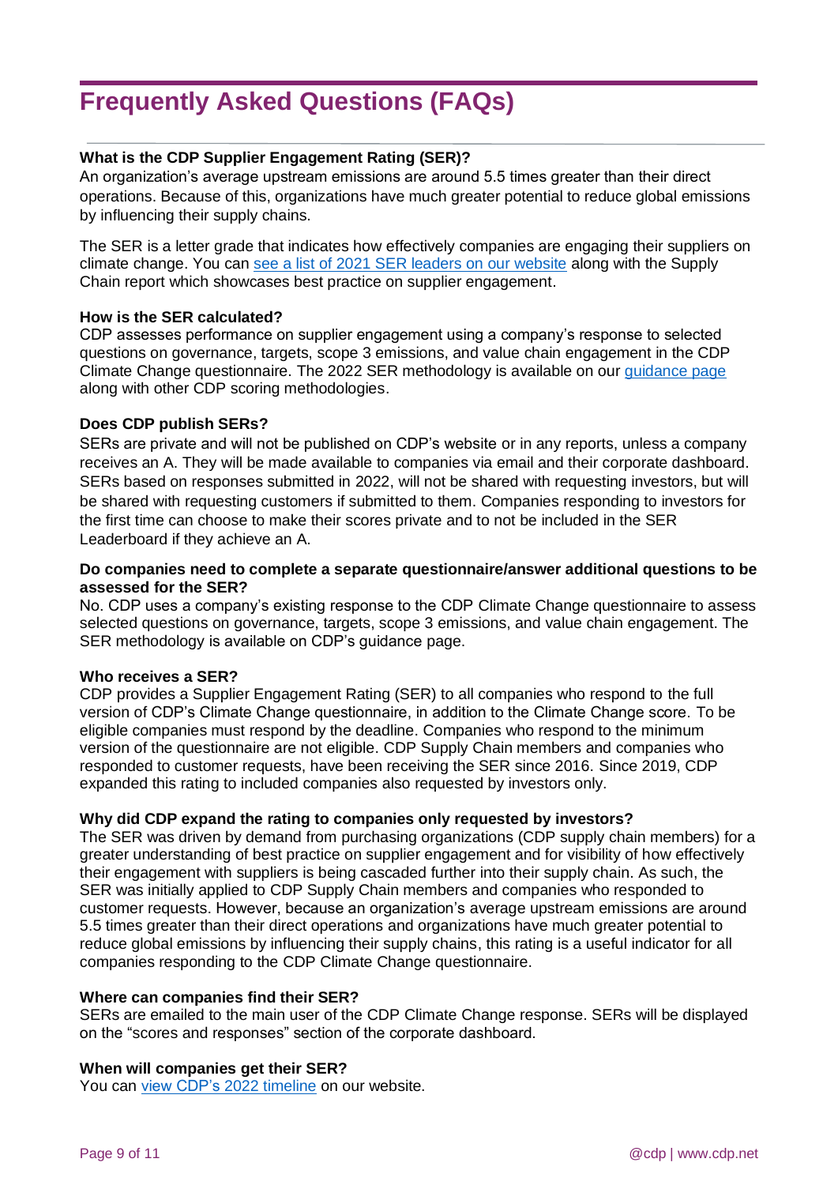# Frequently Asked Questions (FAQs)

**What is the CDP Supplier Engagement Rating (SER)?**

An organization's average upstream emissions are around 5.5 times greater than their direct operations. Because of this, organizations have much greater potential to reduce global emissions by influencing their supply chains.

The SER is a letter grade that indicates how effectively companies are engaging their suppliers on climate change. You can see a list of 2021 SER leaders on our website along with the Supply Chain report which showcases best practice on supplier engagement.

**How is the SER calculated?**

CDP assesses performance on supplier engagement using a company's response to selected questions on governance, targets, scope 3 emissions, and value chain engagement in the CDP Climate Change questionnaire. The 2022 SER methodology is available on our guidance page along with other CDP scoring methodologies.

**Does CDP publish SERs?**

SERs are private and will not be published on CDP's website or in any reports, unless a company receives an A. They will be made available to companies via email and their corporate dashboard. SERs based on responses submitted in 2022, will not be shared with requesting investors, but will be shared with requesting customers if submitted to them. Companies responding to investors for the first time can choose to make their scores private and to not be included in the SER Leaderboard if they achieve an A.

**Do companies need to complete a separate questionnaire/answer additional questions to be assessed for the SER?**

No. CDP uses a company's existing response to the CDP Climate Change questionnaire to assess selected questions on governance, targets, scope 3 emissions, and value chain engagement. The SER methodology is available on CDP's guidance page.

**Who receives a SER?**

CDP provides a Supplier Engagement Rating (SER) to all companies who respond to the full version of CDP's Climate Change questionnaire, in addition to the Climate Change score. To be eligible companies must respond by the deadline. Companies who respond to the minimum version of the questionnaire are not eligible. CDP Supply Chain members and companies who responded to customer requests, have been receiving the SER since 2016. Since 2019, CDP expanded this rating to included companies also requested by investors only.

**Why did CDP expand the rating to companies only requested by investors?**

The SER was driven by demand from purchasing organizations (CDP supply chain members) for a greater understanding of best practice on supplier engagement and for visibility of how effectively their engagement with suppliers is being cascaded further into their supply chain. As such, the SER was initially applied to CDP Supply Chain members and companies who responded to customer requests. However, because an organization's average upstream emissions are around 5.5 times greater than their direct operations and organizations have much greater potential to reduce global emissions by influencing their supply chains, this rating is a useful indicator for all companies responding to the CDP Climate Change questionnaire.

**Where can companies find their SER?**

SERs are emailed to the main user of the CDP Climate Change response. SERs will be displayed on the "scores and responses" section of the corporate dashboard.

**When will companies get their SER?**

You can view CDP's 2022 timeline on our website.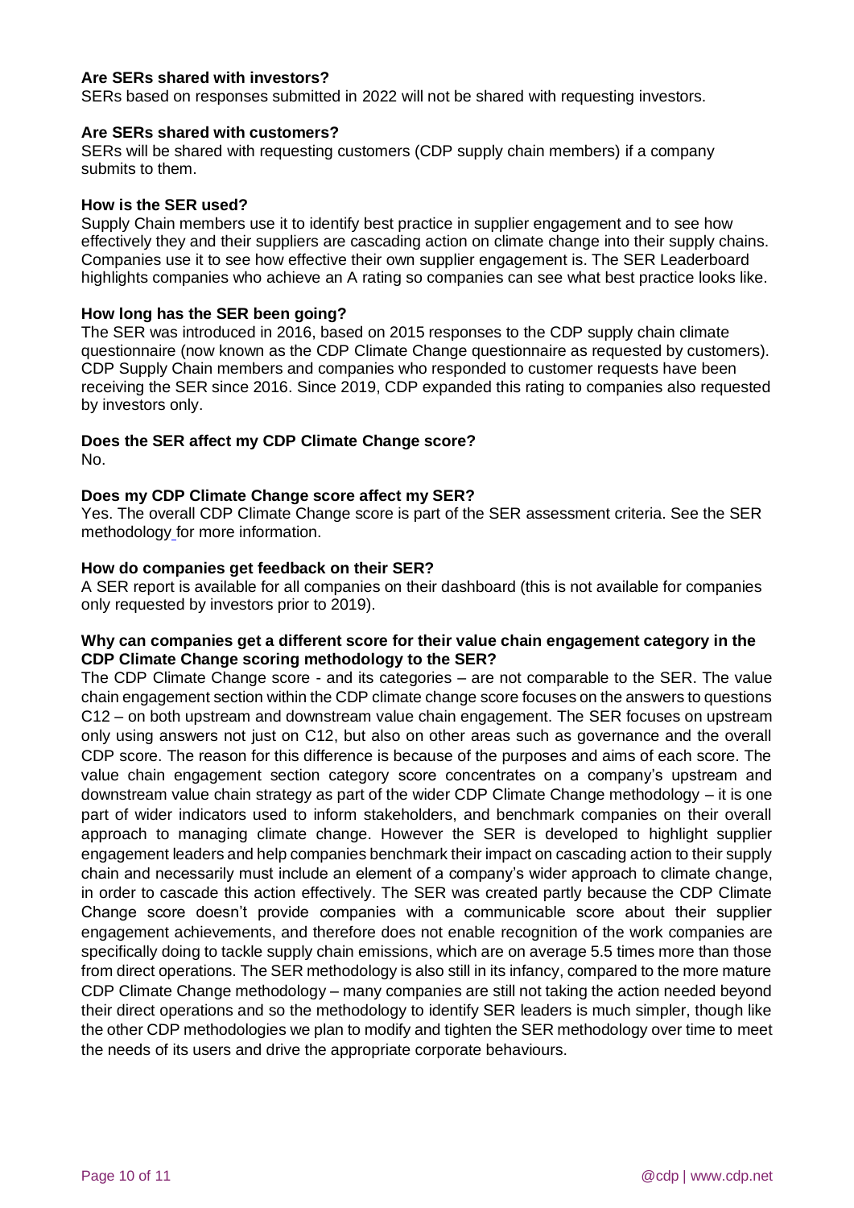**Are SERs shared with investors?**

SERs based on responses submitted in 2022 will not be shared with requesting investors.

**Are SERs shared with customers?**

SERs will be shared with requesting customers (CDP supply chain members) if a company submits to them.

**How is the SER used?**

Supply Chain members use it to identify best practice in supplier engagement and to see how effectively they and their suppliers are cascading action on climate change into their supply chains. Companies use it to see how effective their own supplier engagement is. The SER Leaderboard highlights companies who achieve an A rating so companies can see what best practice looks like.

**How long has the SER been going?**

The SER was introduced in 2016, based on 2015 responses to the CDP supply chain climate questionnaire (now known as the CDP Climate Change questionnaire as requested by customers). CDP Supply Chain members and companies who responded to customer requests have been receiving the SER since 2016. Since 2019, CDP expanded this rating to companies also requested by investors only.

**Does the SER affect my CDP Climate Change score?**

No.

**Does my CDP Climate Change score affect my SER?**

Yes. The overall CDP Climate Change score is part of the SER assessment criteria. See the SER methodology for more information.

**How do companies get feedback on their SER?**

A SER report is available for all companies on their dashboard (this is not available for companies only requested by investors prior to 2019).

**Why can companies get a different score for their value chain engagement category in the CDP Climate Change scoring methodology to the SER?**

The CDP Climate Change score - and its categories – are not comparable to the SER. The value chain engagement section within the CDP climate change score focuses on the answers to questions C12 – on both upstream and downstream value chain engagement. The SER focuses on upstream only using answers not just on C12, but also on other areas such as governance and the overall CDP score. The reason for this difference is because of the purposes and aims of each score. The value chain engagement section category score concentrates on a company's upstream and downstream value chain strategy as part of the wider CDP Climate Change methodology – it is one part of wider indicators used to inform stakeholders, and benchmark companies on their overall approach to managing climate change. However the SER is developed to highlight supplier engagement leaders and help companies benchmark their impact on cascading action to their supply chain and necessarily must include an element of a company's wider approach to climate change, in order to cascade this action effectively. The SER was created partly because the CDP Climate Change score doesn't provide companies with a communicable score about their supplier engagement achievements, and therefore does not enable recognition of the work companies are specifically doing to tackle supply chain emissions, which are on average 5.5 times more than those from direct operations. The SER methodology is also still in its infancy, compared to the more mature CDP Climate Change methodology – many companies are still not taking the action needed beyond their direct operations and so the methodology to identify SER leaders is much simpler, though like the other CDP methodologies we plan to modify and tighten the SER methodology over time to meet the needs of its users and drive the appropriate corporate behaviours.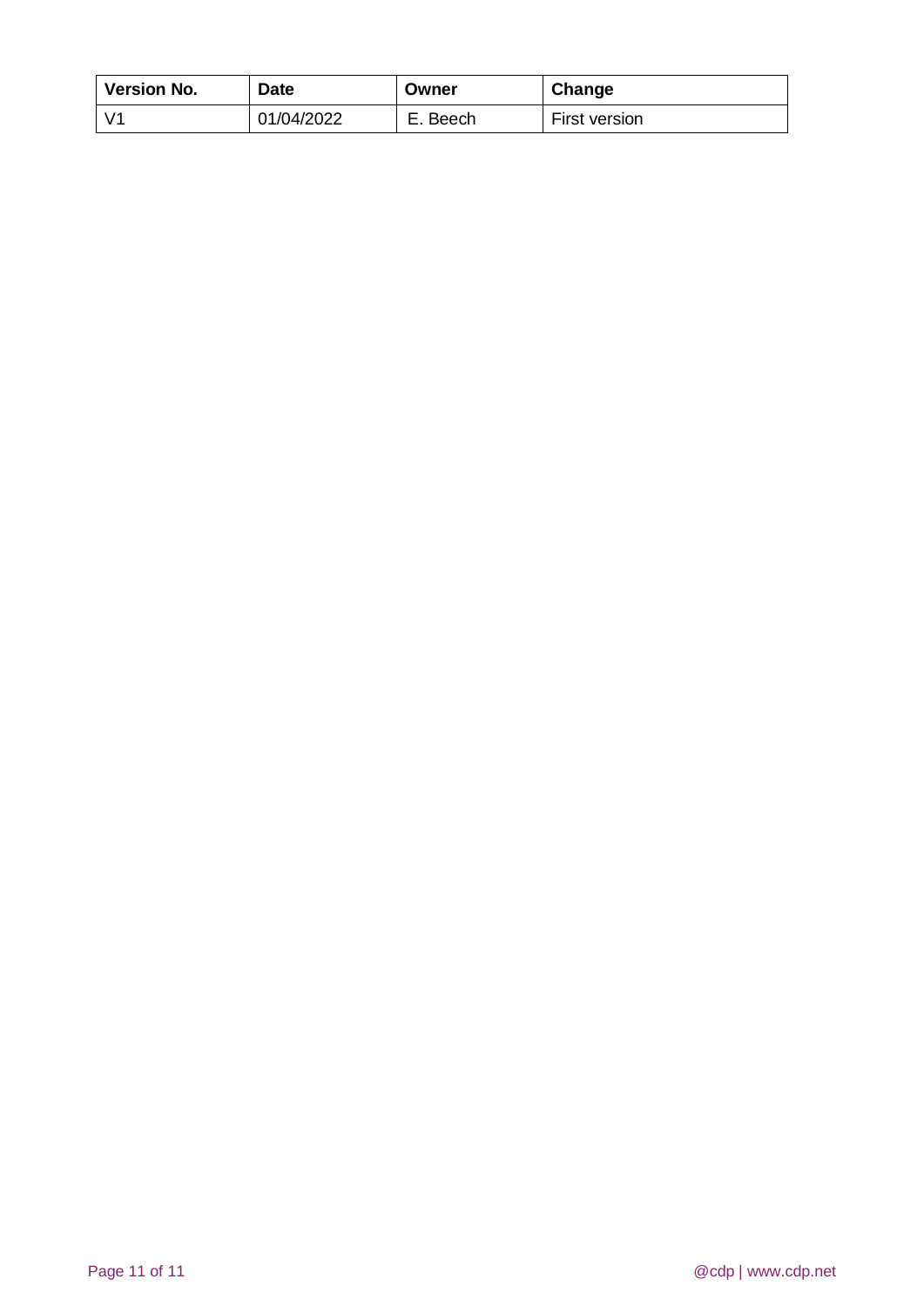| Version No. | Date | Owner | Change |
| --- | --- | --- | --- |
| V1 | 01/04/2022 | E. Beech | First version |